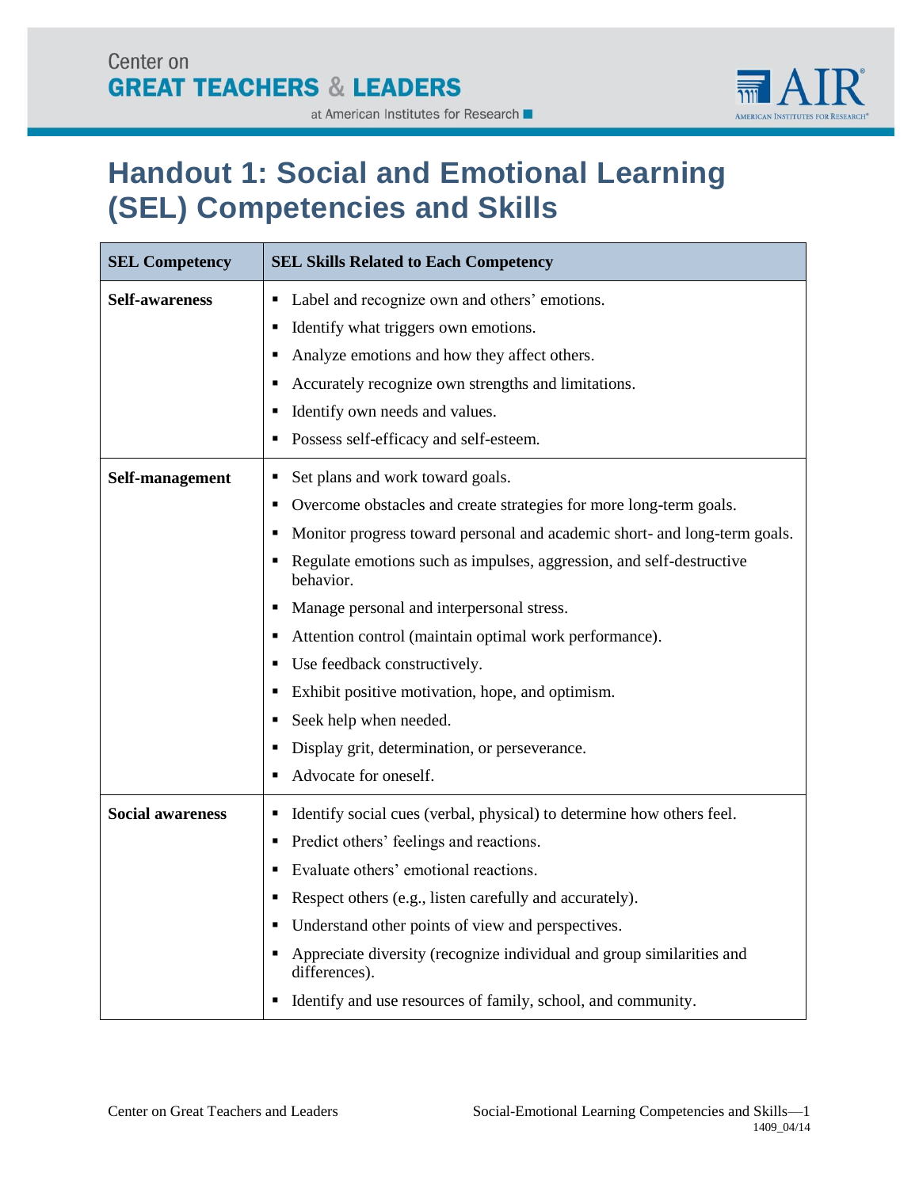# Handout 1: Social and Emotional Learning (SEL) Competencies and Skills

| SEL Competency | SEL Skills Related to Each Competency |
| --- | --- |
| **Self-awareness** | ▪ Label and recognize own and others' emotions.<br>▪ Identify what triggers own emotions.<br>▪ Analyze emotions and how they affect others.<br>▪ Accurately recognize own strengths and limitations.<br>▪ Identify own needs and values.<br>▪ Possess self-efficacy and self-esteem. |
| **Self-management** | ▪ Set plans and work toward goals.<br>▪ Overcome obstacles and create strategies for more long-term goals.<br>▪ Monitor progress toward personal and academic short- and long-term goals.<br>▪ Regulate emotions such as impulses, aggression, and self-destructive behavior.<br>▪ Manage personal and interpersonal stress.<br>▪ Attention control (maintain optimal work performance).<br>▪ Use feedback constructively.<br>▪ Exhibit positive motivation, hope, and optimism.<br>▪ Seek help when needed.<br>▪ Display grit, determination, or perseverance.<br>▪ Advocate for oneself. |
| **Social awareness** | ▪ Identify social cues (verbal, physical) to determine how others feel.<br>▪ Predict others' feelings and reactions.<br>▪ Evaluate others' emotional reactions.<br>▪ Respect others (e.g., listen carefully and accurately).<br>▪ Understand other points of view and perspectives.<br>▪ Appreciate diversity (recognize individual and group similarities and differences).<br>▪ Identify and use resources of family, school, and community. |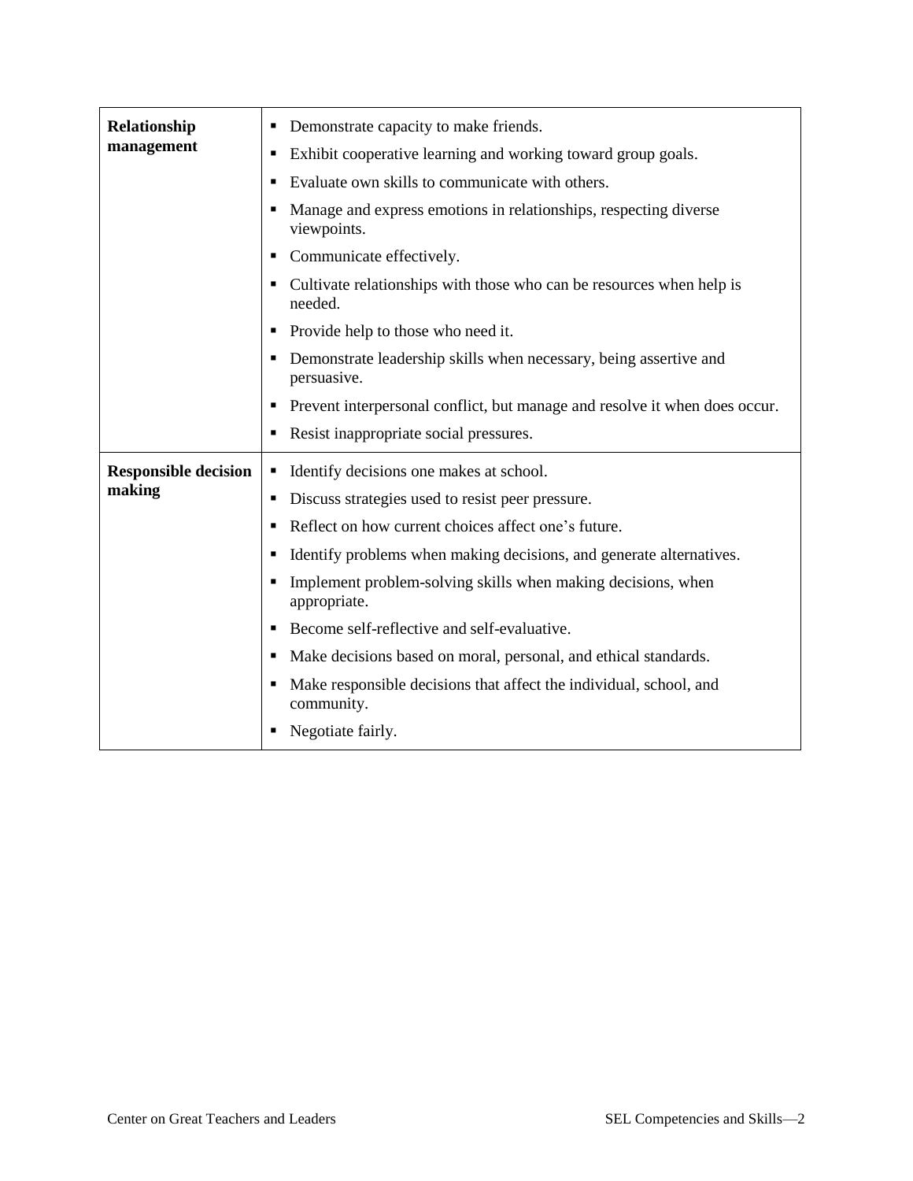| | |
|---|---|
| **Relationship management** | ▪ Demonstrate capacity to make friends.<br>▪ Exhibit cooperative learning and working toward group goals.<br>▪ Evaluate own skills to communicate with others.<br>▪ Manage and express emotions in relationships, respecting diverse viewpoints.<br>▪ Communicate effectively.<br>▪ Cultivate relationships with those who can be resources when help is needed.<br>▪ Provide help to those who need it.<br>▪ Demonstrate leadership skills when necessary, being assertive and persuasive.<br>▪ Prevent interpersonal conflict, but manage and resolve it when does occur.<br>▪ Resist inappropriate social pressures. |
| **Responsible decision making** | ▪ Identify decisions one makes at school.<br>▪ Discuss strategies used to resist peer pressure.<br>▪ Reflect on how current choices affect one's future.<br>▪ Identify problems when making decisions, and generate alternatives.<br>▪ Implement problem-solving skills when making decisions, when appropriate.<br>▪ Become self-reflective and self-evaluative.<br>▪ Make decisions based on moral, personal, and ethical standards.<br>▪ Make responsible decisions that affect the individual, school, and community.<br>▪ Negotiate fairly. |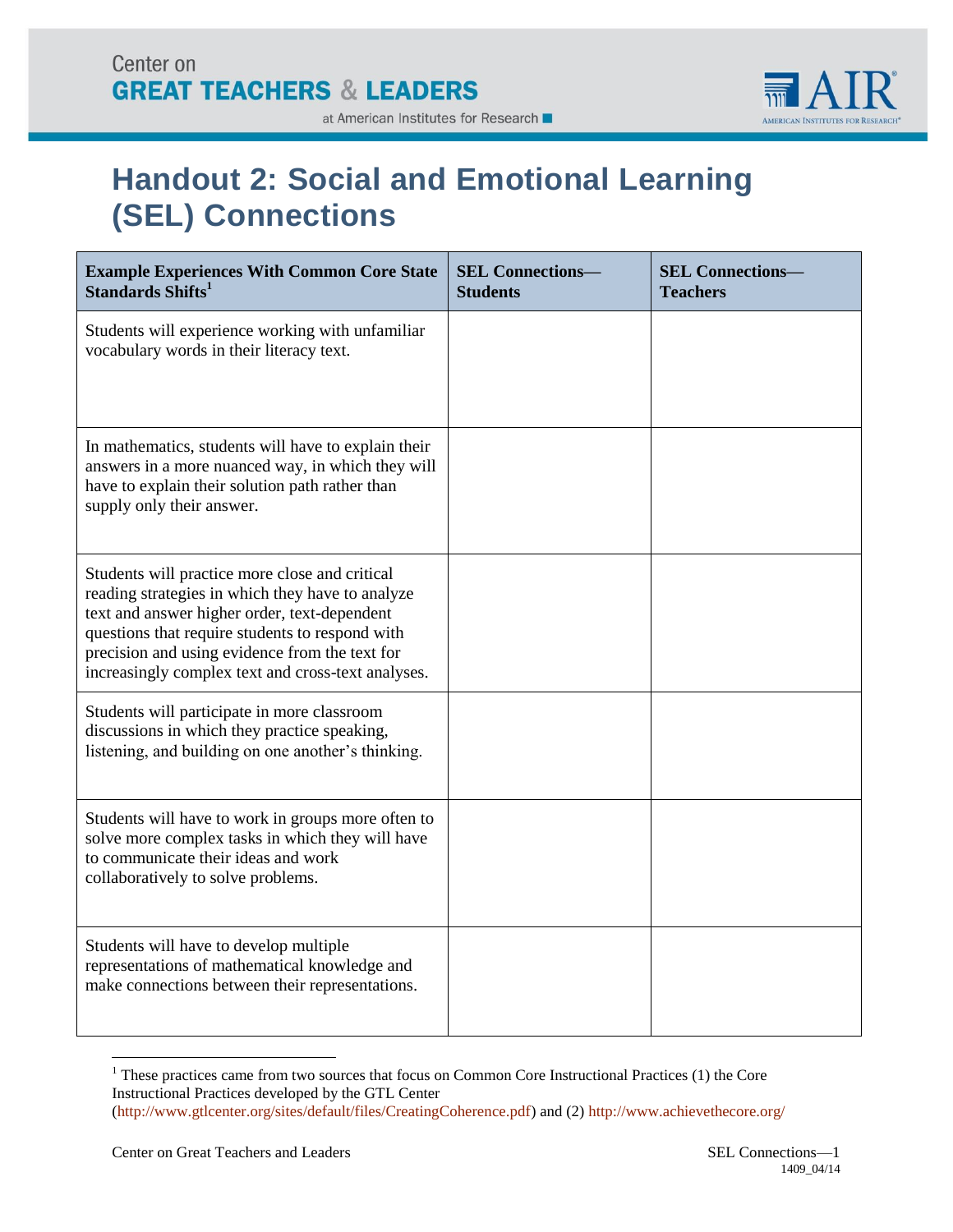Center on
**GREAT TEACHERS & LEADERS**
at American Institutes for Research

# Handout 2: Social and Emotional Learning (SEL) Connections

| Example Experiences With Common Core State Standards Shifts[1] | SEL Connections—Students | SEL Connections—Teachers |
|---|---|---|
| Students will experience working with unfamiliar vocabulary words in their literacy text. | | |
| In mathematics, students will have to explain their answers in a more nuanced way, in which they will have to explain their solution path rather than supply only their answer. | | |
| Students will practice more close and critical reading strategies in which they have to analyze text and answer higher order, text-dependent questions that require students to respond with precision and using evidence from the text for increasingly complex text and cross-text analyses. | | |
| Students will participate in more classroom discussions in which they practice speaking, listening, and building on one another's thinking. | | |
| Students will have to work in groups more often to solve more complex tasks in which they will have to communicate their ideas and work collaboratively to solve problems. | | |
| Students will have to develop multiple representations of mathematical knowledge and make connections between their representations. | | |

[1] These practices came from two sources that focus on Common Core Instructional Practices (1) the Core Instructional Practices developed by the GTL Center (http://www.gtlcenter.org/sites/default/files/CreatingCoherence.pdf) and (2) http://www.achievethecore.org/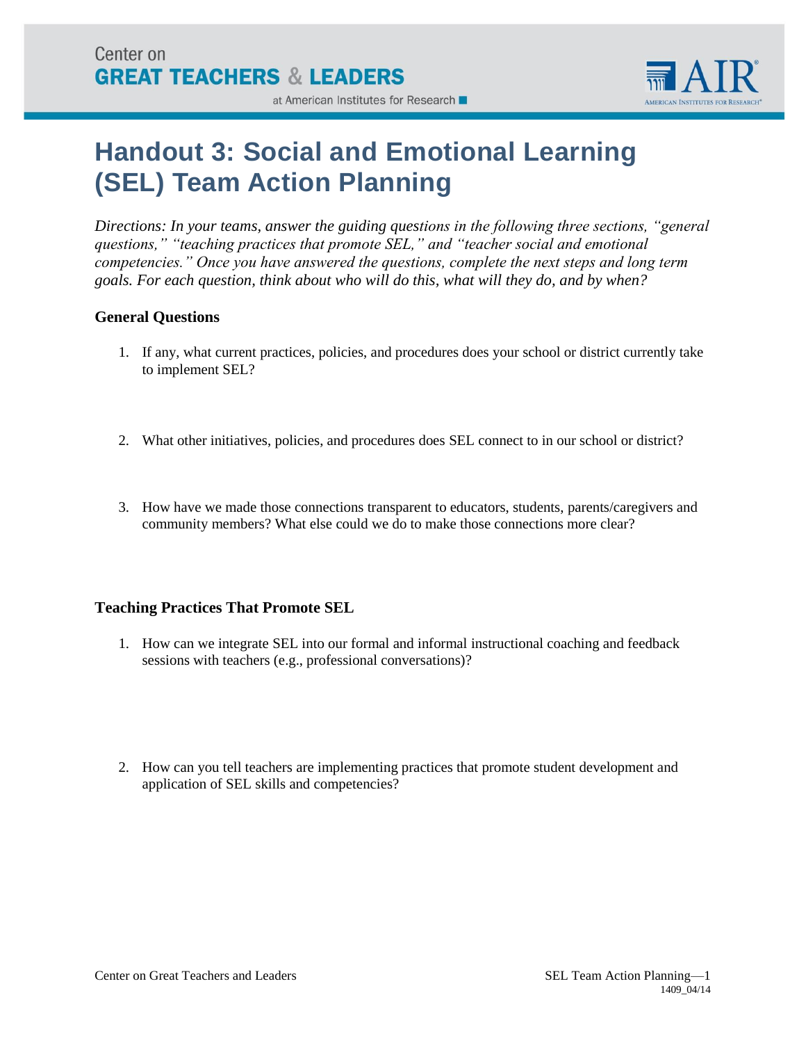# Handout 3: Social and Emotional Learning (SEL) Team Action Planning

*Directions: In your teams, answer the guiding questions in the following three sections, "general questions," "teaching practices that promote SEL," and "teacher social and emotional competencies." Once you have answered the questions, complete the next steps and long term goals. For each question, think about who will do this, what will they do, and by when?*

### General Questions

1. If any, what current practices, policies, and procedures does your school or district currently take to implement SEL?

2. What other initiatives, policies, and procedures does SEL connect to in our school or district?

3. How have we made those connections transparent to educators, students, parents/caregivers and community members? What else could we do to make those connections more clear?

### Teaching Practices That Promote SEL

1. How can we integrate SEL into our formal and informal instructional coaching and feedback sessions with teachers (e.g., professional conversations)?

2. How can you tell teachers are implementing practices that promote student development and application of SEL skills and competencies?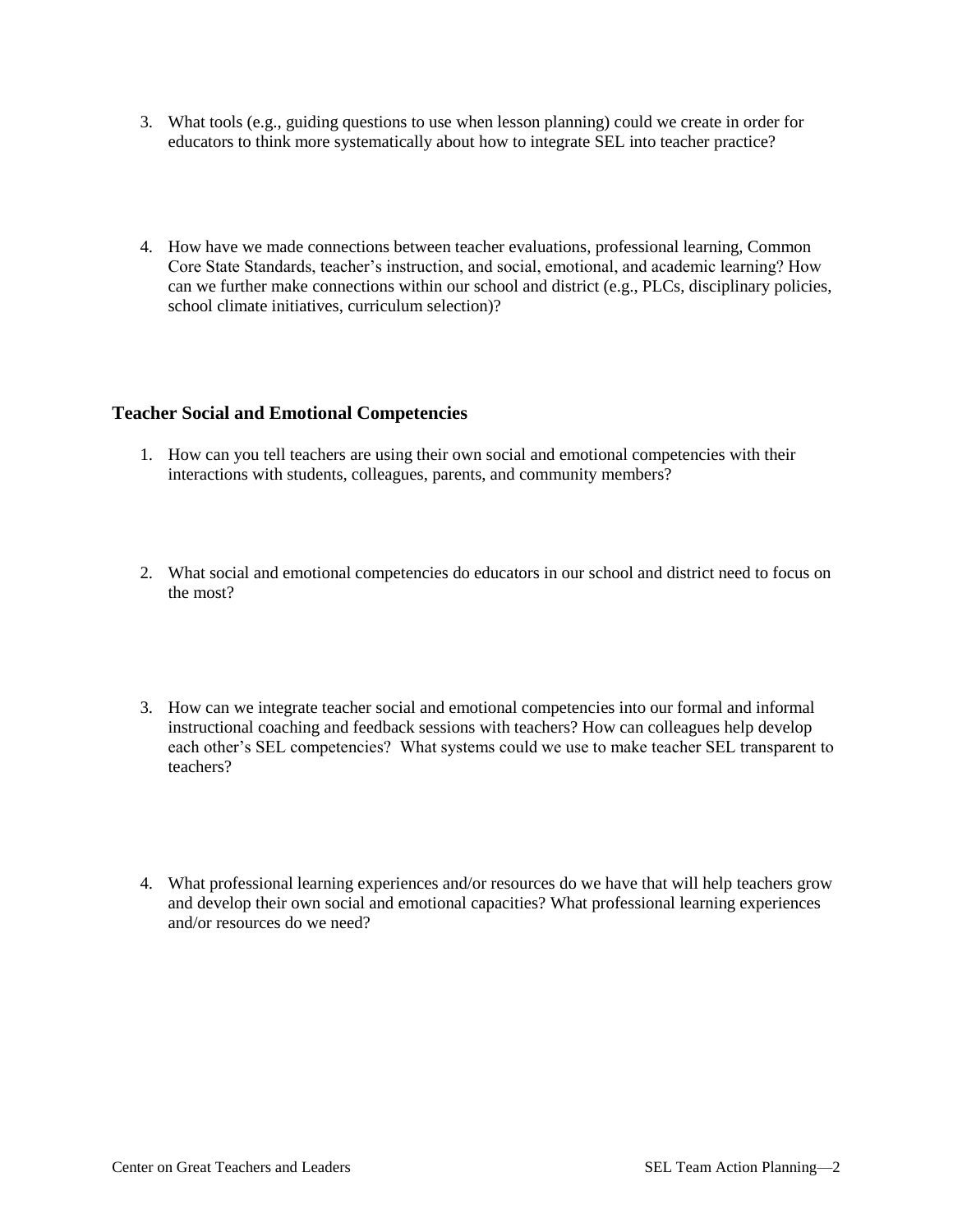3. What tools (e.g., guiding questions to use when lesson planning) could we create in order for educators to think more systematically about how to integrate SEL into teacher practice?

4. How have we made connections between teacher evaluations, professional learning, Common Core State Standards, teacher's instruction, and social, emotional, and academic learning? How can we further make connections within our school and district (e.g., PLCs, disciplinary policies, school climate initiatives, curriculum selection)?

### Teacher Social and Emotional Competencies

1. How can you tell teachers are using their own social and emotional competencies with their interactions with students, colleagues, parents, and community members?

2. What social and emotional competencies do educators in our school and district need to focus on the most?

3. How can we integrate teacher social and emotional competencies into our formal and informal instructional coaching and feedback sessions with teachers? How can colleagues help develop each other's SEL competencies? What systems could we use to make teacher SEL transparent to teachers?

4. What professional learning experiences and/or resources do we have that will help teachers grow and develop their own social and emotional capacities? What professional learning experiences and/or resources do we need?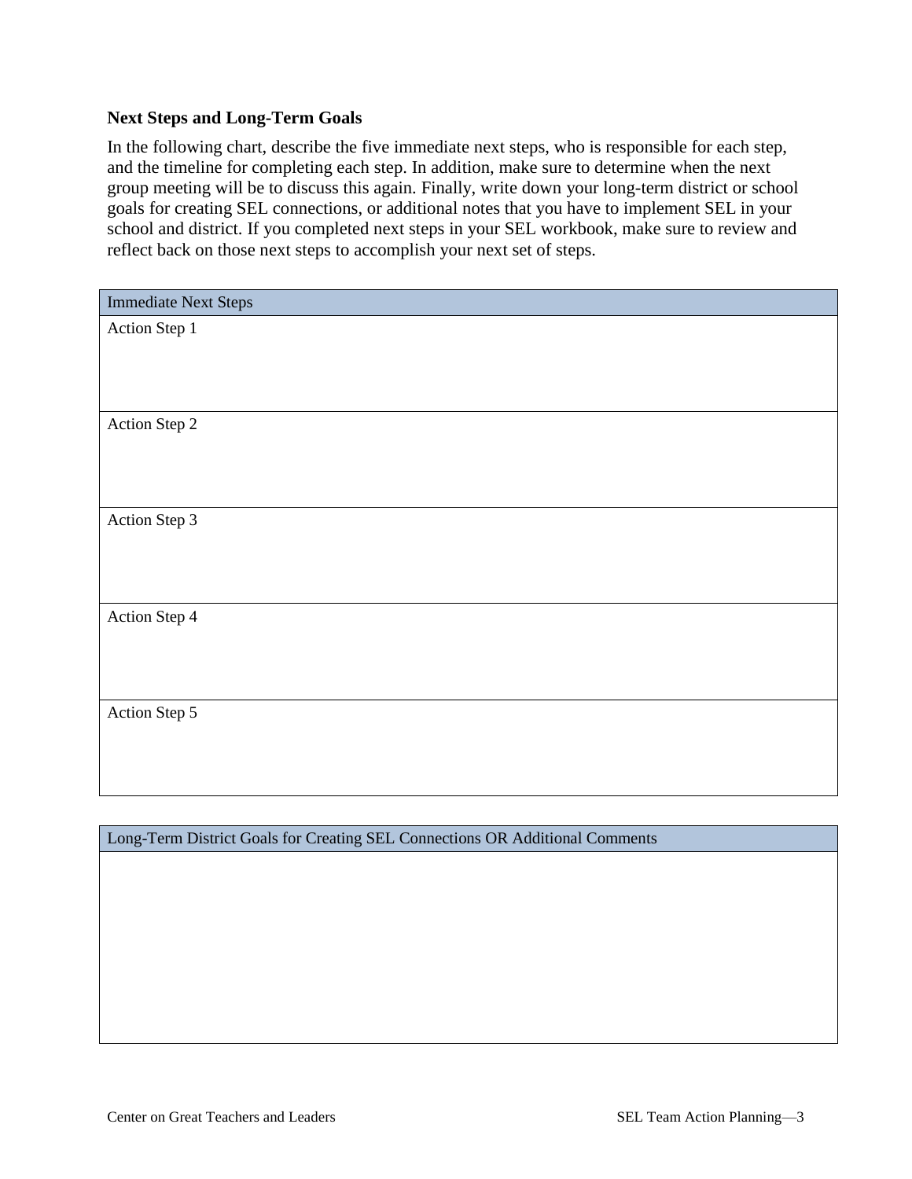### Next Steps and Long-Term Goals

In the following chart, describe the five immediate next steps, who is responsible for each step, and the timeline for completing each step. In addition, make sure to determine when the next group meeting will be to discuss this again. Finally, write down your long-term district or school goals for creating SEL connections, or additional notes that you have to implement SEL in your school and district. If you completed next steps in your SEL workbook, make sure to review and reflect back on those next steps to accomplish your next set of steps.

| Immediate Next Steps |
|---|
| Action Step 1 |
| Action Step 2 |
| Action Step 3 |
| Action Step 4 |
| Action Step 5 |

| Long-Term District Goals for Creating SEL Connections OR Additional Comments |
|---|
| |